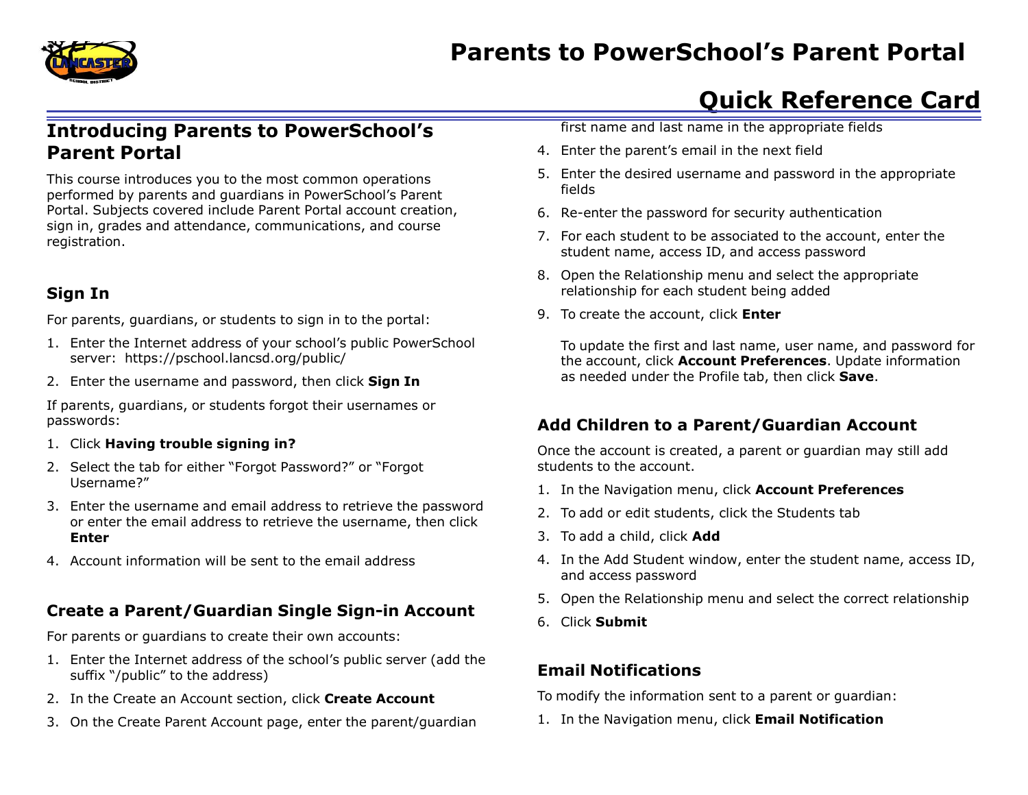# Parents to PowerSchool's Parent Portal

# Quick Reference Card

## Introducing Parents to PowerSchool's Parent Portal

This course introduces you to the most common operations performed by parents and guardians in PowerSchool's Parent Portal. Subjects covered include Parent Portal account creation, sign in, grades and attendance, communications, and course registration.

### Sign In

For parents, guardians, or students to sign in to the portal:

1. Enter the Internet address of your school's public PowerSchool server: https://pschool.lancsd.org/public/
2. Enter the username and password, then click **Sign In**

If parents, guardians, or students forgot their usernames or passwords:

1. Click **Having trouble signing in?**
2. Select the tab for either "Forgot Password?" or "Forgot Username?"
3. Enter the username and email address to retrieve the password or enter the email address to retrieve the username, then click **Enter**
4. Account information will be sent to the email address

### Create a Parent/Guardian Single Sign-in Account

For parents or guardians to create their own accounts:

1. Enter the Internet address of the school's public server (add the suffix "/public" to the address)
2. In the Create an Account section, click **Create Account**
3. On the Create Parent Account page, enter the parent/guardian first name and last name in the appropriate fields
4. Enter the parent's email in the next field
5. Enter the desired username and password in the appropriate fields
6. Re-enter the password for security authentication
7. For each student to be associated to the account, enter the student name, access ID, and access password
8. Open the Relationship menu and select the appropriate relationship for each student being added
9. To create the account, click **Enter**

   To update the first and last name, user name, and password for the account, click **Account Preferences**. Update information as needed under the Profile tab, then click **Save**.

### Add Children to a Parent/Guardian Account

Once the account is created, a parent or guardian may still add students to the account.

1. In the Navigation menu, click **Account Preferences**
2. To add or edit students, click the Students tab
3. To add a child, click **Add**
4. In the Add Student window, enter the student name, access ID, and access password
5. Open the Relationship menu and select the correct relationship
6. Click **Submit**

### Email Notifications

To modify the information sent to a parent or guardian:

1. In the Navigation menu, click **Email Notification**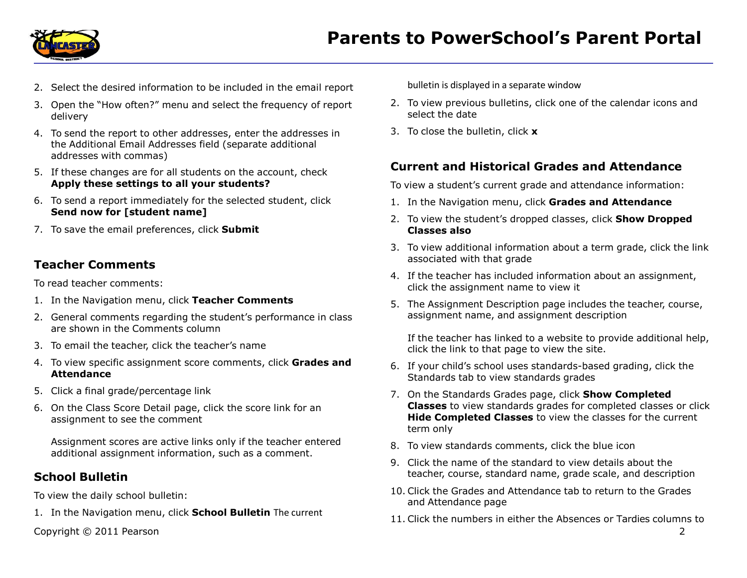2. Select the desired information to be included in the email report
3. Open the “How often?” menu and select the frequency of report delivery
4. To send the report to other addresses, enter the addresses in the Additional Email Addresses field (separate additional addresses with commas)
5. If these changes are for all students on the account, check **Apply these settings to all your students?**
6. To send a report immediately for the selected student, click **Send now for [student name]**
7. To save the email preferences, click **Submit**

## Teacher Comments

To read teacher comments:

1. In the Navigation menu, click **Teacher Comments**
2. General comments regarding the student’s performance in class are shown in the Comments column
3. To email the teacher, click the teacher’s name
4. To view specific assignment score comments, click **Grades and Attendance**
5. Click a final grade/percentage link
6. On the Class Score Detail page, click the score link for an assignment to see the comment

   Assignment scores are active links only if the teacher entered additional assignment information, such as a comment.

## School Bulletin

To view the daily school bulletin:

1. In the Navigation menu, click **School Bulletin** The current bulletin is displayed in a separate window
2. To view previous bulletins, click one of the calendar icons and select the date
3. To close the bulletin, click **x**

## Current and Historical Grades and Attendance

To view a student’s current grade and attendance information:

1. In the Navigation menu, click **Grades and Attendance**
2. To view the student’s dropped classes, click **Show Dropped Classes also**
3. To view additional information about a term grade, click the link associated with that grade
4. If the teacher has included information about an assignment, click the assignment name to view it
5. The Assignment Description page includes the teacher, course, assignment name, and assignment description

   If the teacher has linked to a website to provide additional help, click the link to that page to view the site.
6. If your child’s school uses standards-based grading, click the Standards tab to view standards grades
7. On the Standards Grades page, click **Show Completed Classes** to view standards grades for completed classes or click **Hide Completed Classes** to view the classes for the current term only
8. To view standards comments, click the blue icon
9. Click the name of the standard to view details about the teacher, course, standard name, grade scale, and description
10. Click the Grades and Attendance tab to return to the Grades and Attendance page
11. Click the numbers in either the Absences or Tardies columns to

Copyright © 2011 Pearson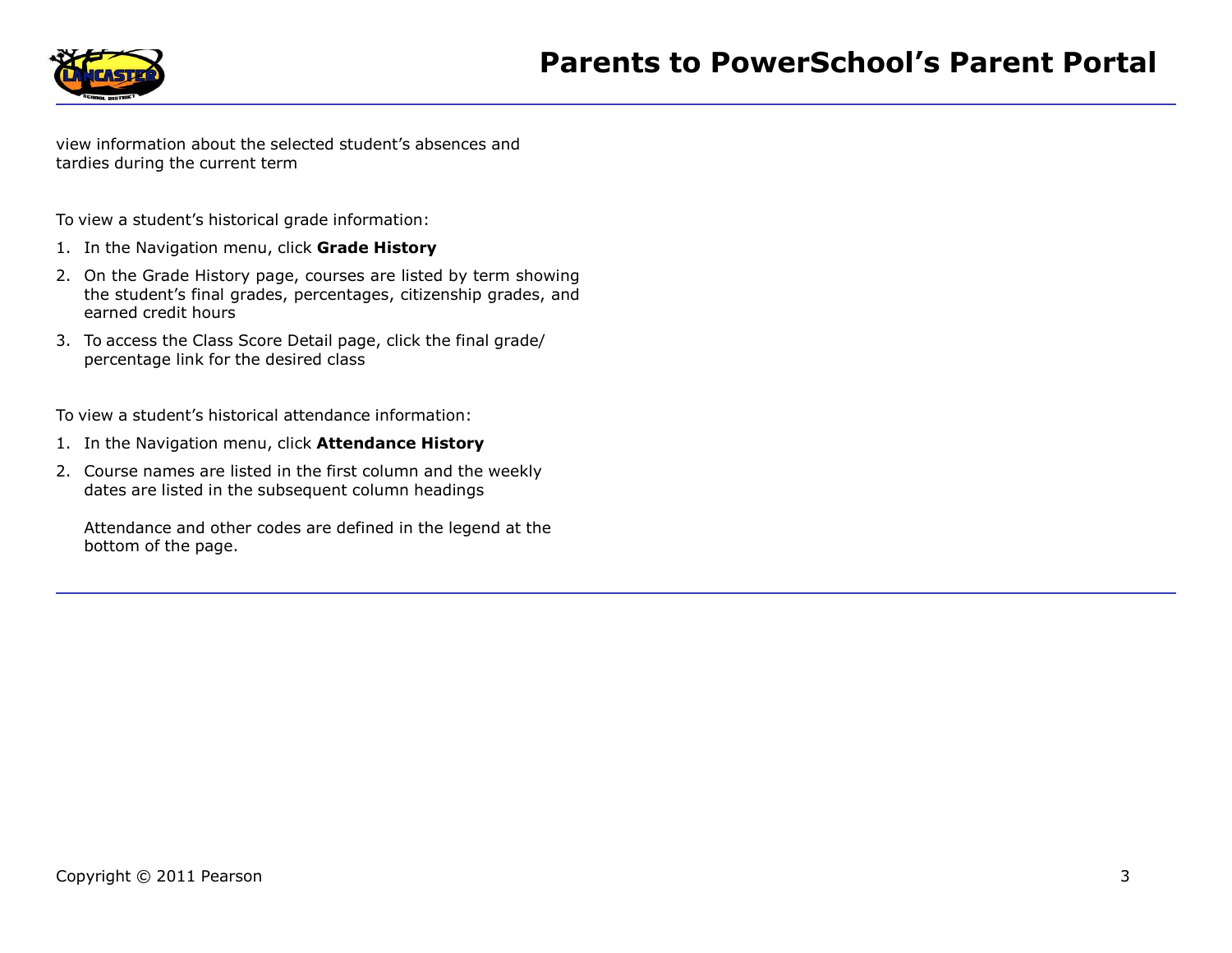view information about the selected student's absences and tardies during the current term

To view a student's historical grade information:

1. In the Navigation menu, click **Grade History**
2. On the Grade History page, courses are listed by term showing the student's final grades, percentages, citizenship grades, and earned credit hours
3. To access the Class Score Detail page, click the final grade/ percentage link for the desired class

To view a student's historical attendance information:

1. In the Navigation menu, click **Attendance History**
2. Course names are listed in the first column and the weekly dates are listed in the subsequent column headings

   Attendance and other codes are defined in the legend at the bottom of the page.

Copyright © 2011 Pearson